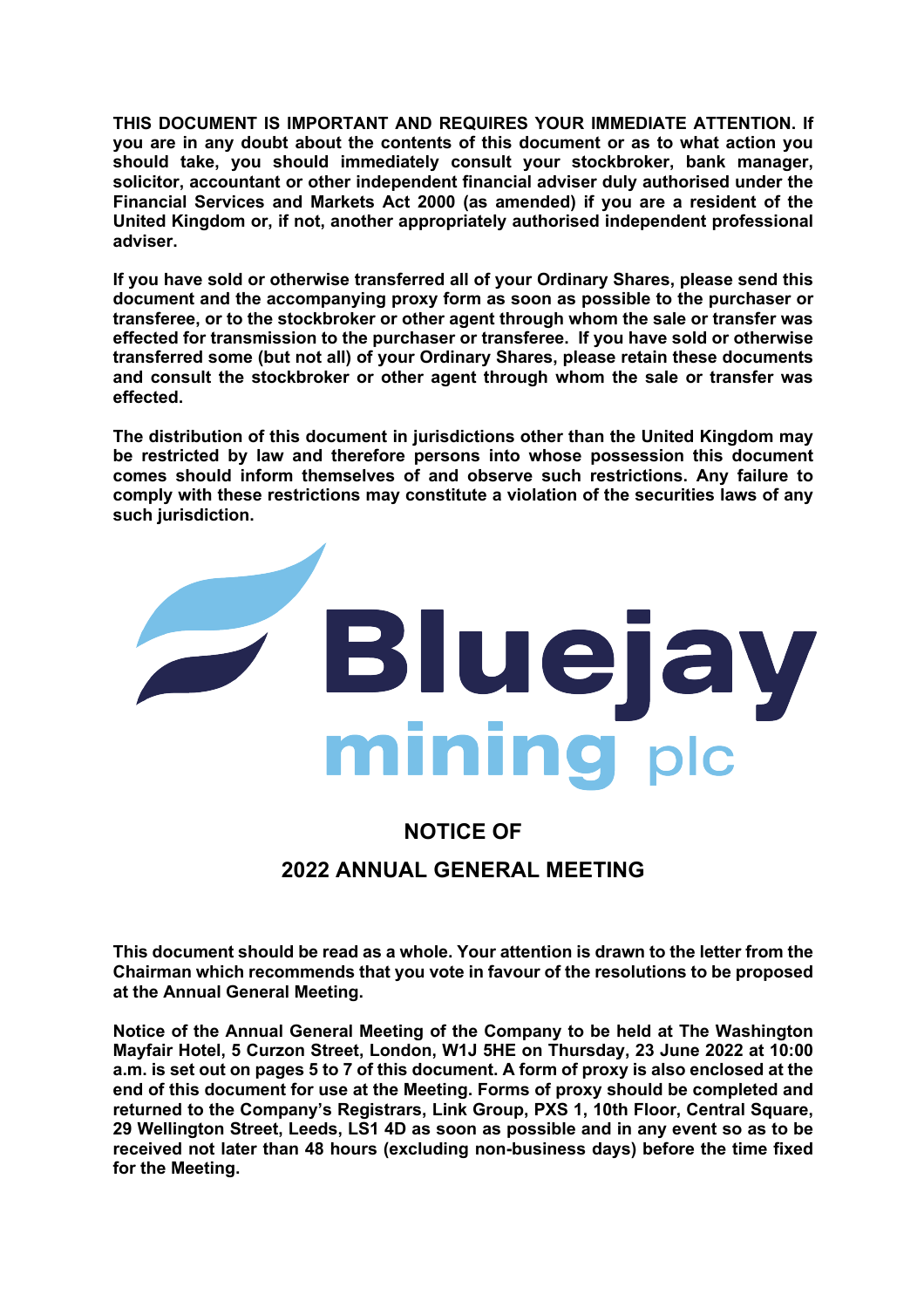**THIS DOCUMENT IS IMPORTANT AND REQUIRES YOUR IMMEDIATE ATTENTION. If you are in any doubt about the contents of this document or as to what action you should take, you should immediately consult your stockbroker, bank manager, solicitor, accountant or other independent financial adviser duly authorised under the Financial Services and Markets Act 2000 (as amended) if you are a resident of the United Kingdom or, if not, another appropriately authorised independent professional adviser.**

**If you have sold or otherwise transferred all of your Ordinary Shares, please send this document and the accompanying proxy form as soon as possible to the purchaser or transferee, or to the stockbroker or other agent through whom the sale or transfer was effected for transmission to the purchaser or transferee. If you have sold or otherwise transferred some (but not all) of your Ordinary Shares, please retain these documents and consult the stockbroker or other agent through whom the sale or transfer was effected.**

**The distribution of this document in jurisdictions other than the United Kingdom may be restricted by law and therefore persons into whose possession this document comes should inform themselves of and observe such restrictions. Any failure to comply with these restrictions may constitute a violation of the securities laws of any such jurisdiction.**

Bluejay mining plc

# NOTICE OF

# 2022 ANNUAL GENERAL MEETING

**This document should be read as a whole. Your attention is drawn to the letter from the Chairman which recommends that you vote in favour of the resolutions to be proposed at the Annual General Meeting.**

**Notice of the Annual General Meeting of the Company to be held at The Washington Mayfair Hotel, 5 Curzon Street, London, W1J 5HE on Thursday, 23 June 2022 at 10:00 a.m. is set out on pages 5 to 7 of this document. A form of proxy is also enclosed at the end of this document for use at the Meeting. Forms of proxy should be completed and returned to the Company's Registrars, Link Group, PXS 1, 10th Floor, Central Square, 29 Wellington Street, Leeds, LS1 4D as soon as possible and in any event so as to be received not later than 48 hours (excluding non-business days) before the time fixed for the Meeting.**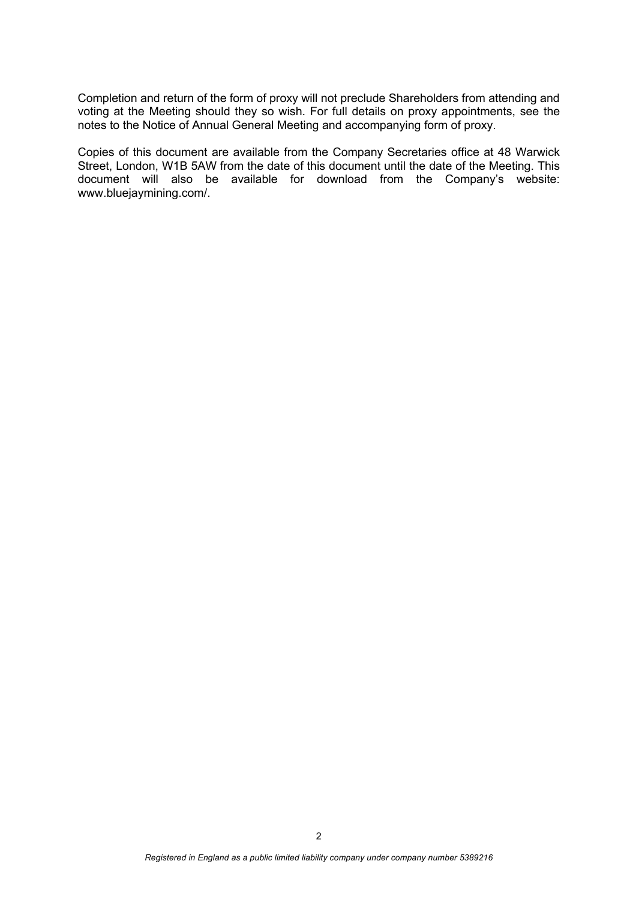Completion and return of the form of proxy will not preclude Shareholders from attending and voting at the Meeting should they so wish. For full details on proxy appointments, see the notes to the Notice of Annual General Meeting and accompanying form of proxy.

Copies of this document are available from the Company Secretaries office at 48 Warwick Street, London, W1B 5AW from the date of this document until the date of the Meeting. This document will also be available for download from the Company's website: www.bluejaymining.com/.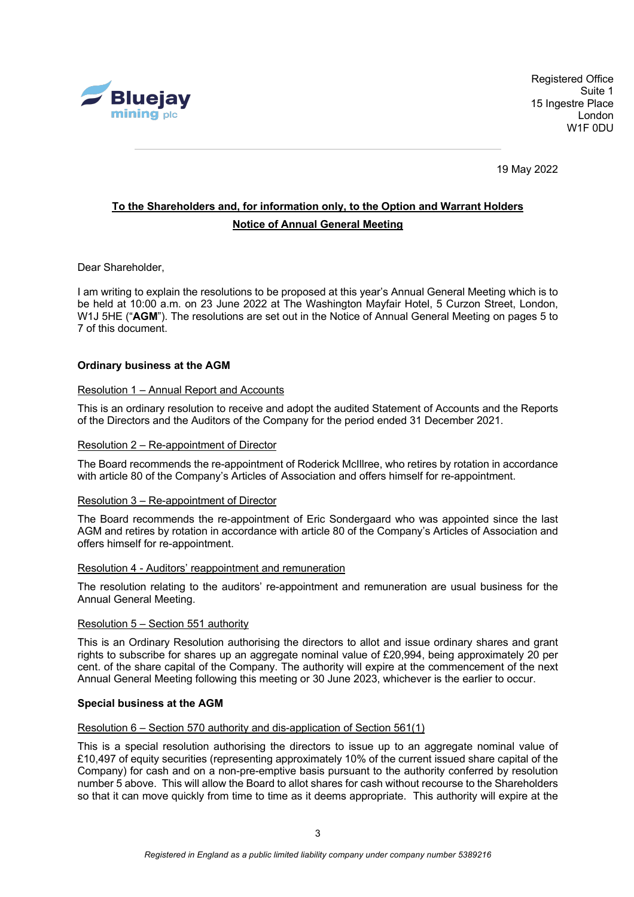Registered Office
Suite 1
15 Ingestre Place
London
W1F 0DU

19 May 2022

**To the Shareholders and, for information only, to the Option and Warrant Holders**

**Notice of Annual General Meeting**

Dear Shareholder,

I am writing to explain the resolutions to be proposed at this year's Annual General Meeting which is to be held at 10:00 a.m. on 23 June 2022 at The Washington Mayfair Hotel, 5 Curzon Street, London, W1J 5HE ("**AGM**"). The resolutions are set out in the Notice of Annual General Meeting on pages 5 to 7 of this document.

**Ordinary business at the AGM**

Resolution 1 – Annual Report and Accounts

This is an ordinary resolution to receive and adopt the audited Statement of Accounts and the Reports of the Directors and the Auditors of the Company for the period ended 31 December 2021.

Resolution 2 – Re-appointment of Director

The Board recommends the re-appointment of Roderick McIllree, who retires by rotation in accordance with article 80 of the Company's Articles of Association and offers himself for re-appointment.

Resolution 3 – Re-appointment of Director

The Board recommends the re-appointment of Eric Sondergaard who was appointed since the last AGM and retires by rotation in accordance with article 80 of the Company's Articles of Association and offers himself for re-appointment.

Resolution 4 - Auditors' reappointment and remuneration

The resolution relating to the auditors' re-appointment and remuneration are usual business for the Annual General Meeting.

Resolution 5 – Section 551 authority

This is an Ordinary Resolution authorising the directors to allot and issue ordinary shares and grant rights to subscribe for shares up an aggregate nominal value of £20,994, being approximately 20 per cent. of the share capital of the Company. The authority will expire at the commencement of the next Annual General Meeting following this meeting or 30 June 2023, whichever is the earlier to occur.

**Special business at the AGM**

Resolution 6 – Section 570 authority and dis-application of Section 561(1)

This is a special resolution authorising the directors to issue up to an aggregate nominal value of £10,497 of equity securities (representing approximately 10% of the current issued share capital of the Company) for cash and on a non-pre-emptive basis pursuant to the authority conferred by resolution number 5 above. This will allow the Board to allot shares for cash without recourse to the Shareholders so that it can move quickly from time to time as it deems appropriate. This authority will expire at the

*Registered in England as a public limited liability company under company number 5389216*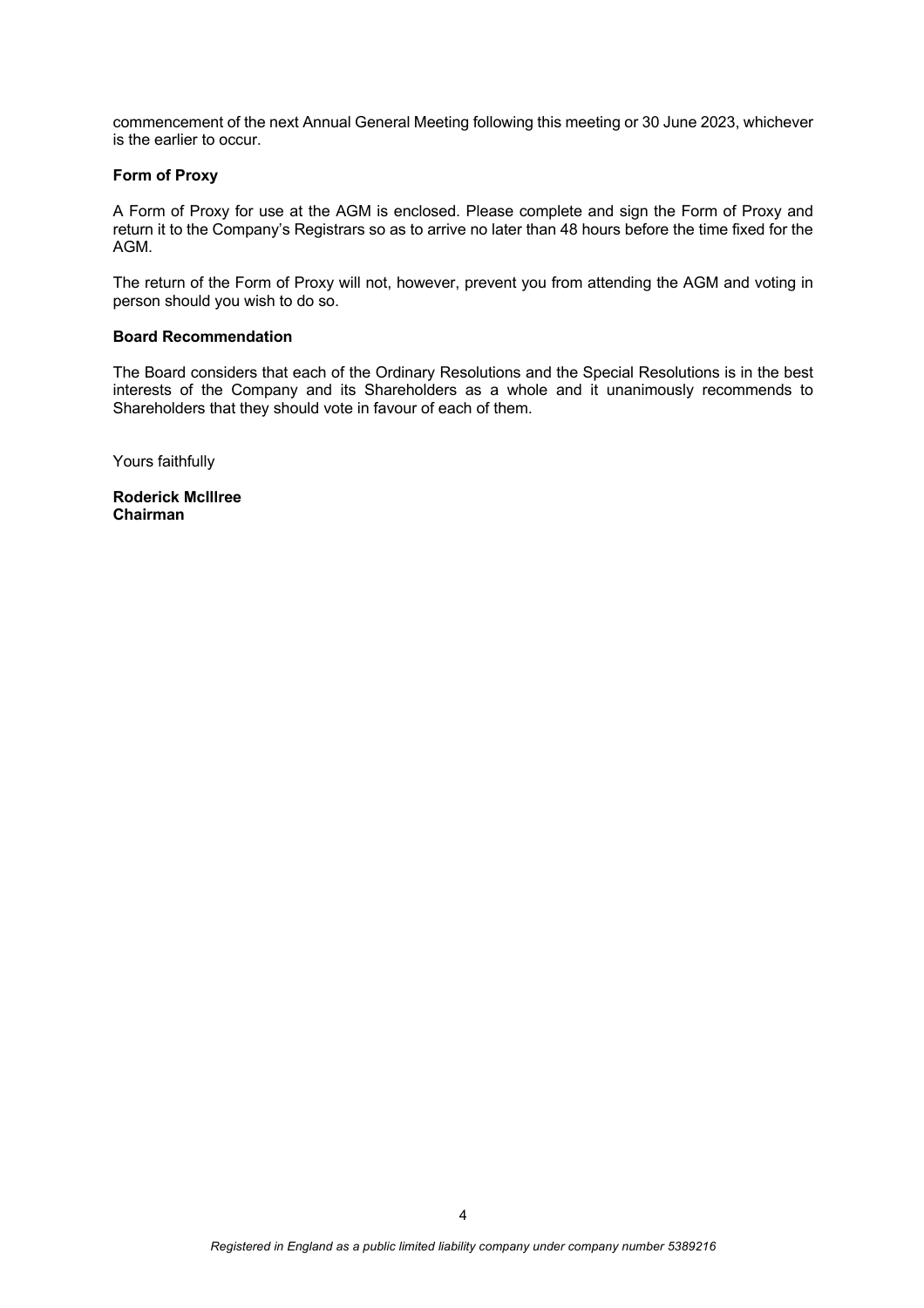commencement of the next Annual General Meeting following this meeting or 30 June 2023, whichever is the earlier to occur.

**Form of Proxy**

A Form of Proxy for use at the AGM is enclosed. Please complete and sign the Form of Proxy and return it to the Company's Registrars so as to arrive no later than 48 hours before the time fixed for the AGM.

The return of the Form of Proxy will not, however, prevent you from attending the AGM and voting in person should you wish to do so.

**Board Recommendation**

The Board considers that each of the Ordinary Resolutions and the Special Resolutions is in the best interests of the Company and its Shareholders as a whole and it unanimously recommends to Shareholders that they should vote in favour of each of them.

Yours faithfully

**Roderick McIllree**
**Chairman**

*Registered in England as a public limited liability company under company number 5389216*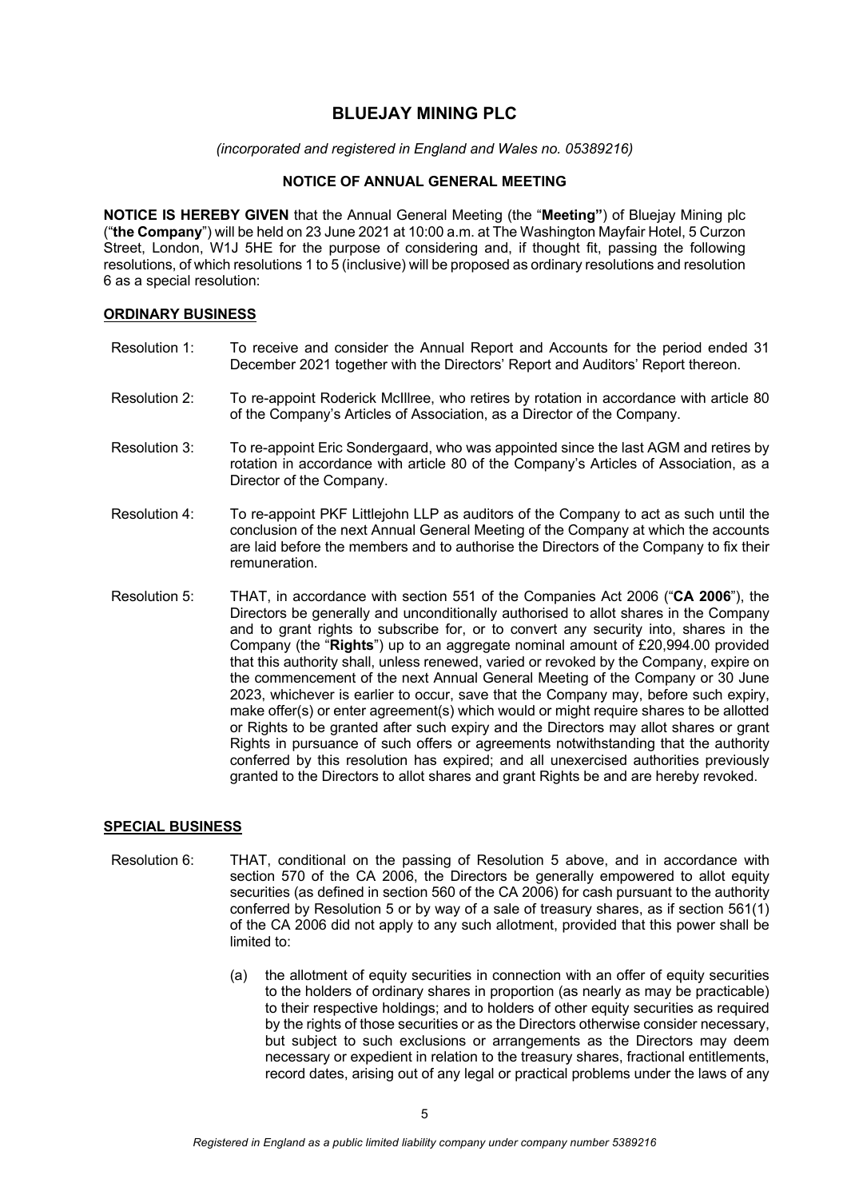# BLUEJAY MINING PLC

*(incorporated and registered in England and Wales no. 05389216)*

## NOTICE OF ANNUAL GENERAL MEETING

**NOTICE IS HEREBY GIVEN** that the Annual General Meeting (the "**Meeting"**) of Bluejay Mining plc ("**the Company**") will be held on 23 June 2021 at 10:00 a.m. at The Washington Mayfair Hotel, 5 Curzon Street, London, W1J 5HE for the purpose of considering and, if thought fit, passing the following resolutions, of which resolutions 1 to 5 (inclusive) will be proposed as ordinary resolutions and resolution 6 as a special resolution:

### ORDINARY BUSINESS

Resolution 1: To receive and consider the Annual Report and Accounts for the period ended 31 December 2021 together with the Directors' Report and Auditors' Report thereon.

Resolution 2: To re-appoint Roderick McIllree, who retires by rotation in accordance with article 80 of the Company's Articles of Association, as a Director of the Company.

Resolution 3: To re-appoint Eric Sondergaard, who was appointed since the last AGM and retires by rotation in accordance with article 80 of the Company's Articles of Association, as a Director of the Company.

Resolution 4: To re-appoint PKF Littlejohn LLP as auditors of the Company to act as such until the conclusion of the next Annual General Meeting of the Company at which the accounts are laid before the members and to authorise the Directors of the Company to fix their remuneration.

Resolution 5: THAT, in accordance with section 551 of the Companies Act 2006 ("**CA 2006**"), the Directors be generally and unconditionally authorised to allot shares in the Company and to grant rights to subscribe for, or to convert any security into, shares in the Company (the "**Rights**") up to an aggregate nominal amount of £20,994.00 provided that this authority shall, unless renewed, varied or revoked by the Company, expire on the commencement of the next Annual General Meeting of the Company or 30 June 2023, whichever is earlier to occur, save that the Company may, before such expiry, make offer(s) or enter agreement(s) which would or might require shares to be allotted or Rights to be granted after such expiry and the Directors may allot shares or grant Rights in pursuance of such offers or agreements notwithstanding that the authority conferred by this resolution has expired; and all unexercised authorities previously granted to the Directors to allot shares and grant Rights be and are hereby revoked.

### SPECIAL BUSINESS

Resolution 6: THAT, conditional on the passing of Resolution 5 above, and in accordance with section 570 of the CA 2006, the Directors be generally empowered to allot equity securities (as defined in section 560 of the CA 2006) for cash pursuant to the authority conferred by Resolution 5 or by way of a sale of treasury shares, as if section 561(1) of the CA 2006 did not apply to any such allotment, provided that this power shall be limited to:

(a) the allotment of equity securities in connection with an offer of equity securities to the holders of ordinary shares in proportion (as nearly as may be practicable) to their respective holdings; and to holders of other equity securities as required by the rights of those securities or as the Directors otherwise consider necessary, but subject to such exclusions or arrangements as the Directors may deem necessary or expedient in relation to the treasury shares, fractional entitlements, record dates, arising out of any legal or practical problems under the laws of any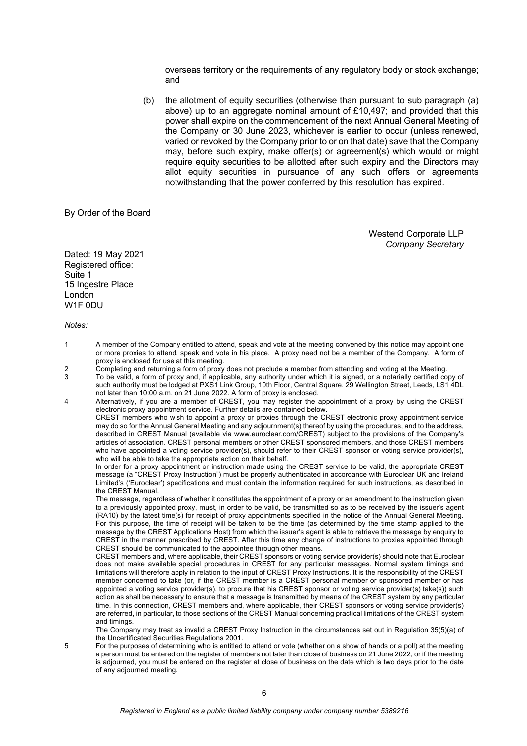overseas territory or the requirements of any regulatory body or stock exchange; and

(b) the allotment of equity securities (otherwise than pursuant to sub paragraph (a) above) up to an aggregate nominal amount of £10,497; and provided that this power shall expire on the commencement of the next Annual General Meeting of the Company or 30 June 2023, whichever is earlier to occur (unless renewed, varied or revoked by the Company prior to or on that date) save that the Company may, before such expiry, make offer(s) or agreement(s) which would or might require equity securities to be allotted after such expiry and the Directors may allot equity securities in pursuance of any such offers or agreements notwithstanding that the power conferred by this resolution has expired.

By Order of the Board

Westend Corporate LLP
*Company Secretary*

Dated: 19 May 2021
Registered office:
Suite 1
15 Ingestre Place
London
W1F 0DU

*Notes:*

1. A member of the Company entitled to attend, speak and vote at the meeting convened by this notice may appoint one or more proxies to attend, speak and vote in his place. A proxy need not be a member of the Company. A form of proxy is enclosed for use at this meeting.
2. Completing and returning a form of proxy does not preclude a member from attending and voting at the Meeting.
3. To be valid, a form of proxy and, if applicable, any authority under which it is signed, or a notarially certified copy of such authority must be lodged at PXS1 Link Group, 10th Floor, Central Square, 29 Wellington Street, Leeds, LS1 4DL not later than 10:00 a.m. on 21 June 2022. A form of proxy is enclosed.
4. Alternatively, if you are a member of CREST, you may register the appointment of a proxy by using the CREST electronic proxy appointment service. Further details are contained below.
   CREST members who wish to appoint a proxy or proxies through the CREST electronic proxy appointment service may do so for the Annual General Meeting and any adjournment(s) thereof by using the procedures, and to the address, described in CREST Manual (available via www.euroclear.com/CREST) subject to the provisions of the Company's articles of association. CREST personal members or other CREST sponsored members, and those CREST members who have appointed a voting service provider(s), should refer to their CREST sponsor or voting service provider(s), who will be able to take the appropriate action on their behalf.
   In order for a proxy appointment or instruction made using the CREST service to be valid, the appropriate CREST message (a "CREST Proxy Instruction") must be properly authenticated in accordance with Euroclear UK and Ireland Limited's ('Euroclear') specifications and must contain the information required for such instructions, as described in the CREST Manual.
   The message, regardless of whether it constitutes the appointment of a proxy or an amendment to the instruction given to a previously appointed proxy, must, in order to be valid, be transmitted so as to be received by the issuer's agent (RA10) by the latest time(s) for receipt of proxy appointments specified in the notice of the Annual General Meeting. For this purpose, the time of receipt will be taken to be the time (as determined by the time stamp applied to the message by the CREST Applications Host) from which the issuer's agent is able to retrieve the message by enquiry to CREST in the manner prescribed by CREST. After this time any change of instructions to proxies appointed through CREST should be communicated to the appointee through other means.
   CREST members and, where applicable, their CREST sponsors or voting service provider(s) should note that Euroclear does not make available special procedures in CREST for any particular messages. Normal system timings and limitations will therefore apply in relation to the input of CREST Proxy Instructions. It is the responsibility of the CREST member concerned to take (or, if the CREST member is a CREST personal member or sponsored member or has appointed a voting service provider(s), to procure that his CREST sponsor or voting service provider(s) take(s)) such action as shall be necessary to ensure that a message is transmitted by means of the CREST system by any particular time. In this connection, CREST members and, where applicable, their CREST sponsors or voting service provider(s) are referred, in particular, to those sections of the CREST Manual concerning practical limitations of the CREST system and timings.
   The Company may treat as invalid a CREST Proxy Instruction in the circumstances set out in Regulation 35(5)(a) of the Uncertificated Securities Regulations 2001.
5. For the purposes of determining who is entitled to attend or vote (whether on a show of hands or a poll) at the meeting a person must be entered on the register of members not later than close of business on 21 June 2022, or if the meeting is adjourned, you must be entered on the register at close of business on the date which is two days prior to the date of any adjourned meeting.

*Registered in England as a public limited liability company under company number 5389216*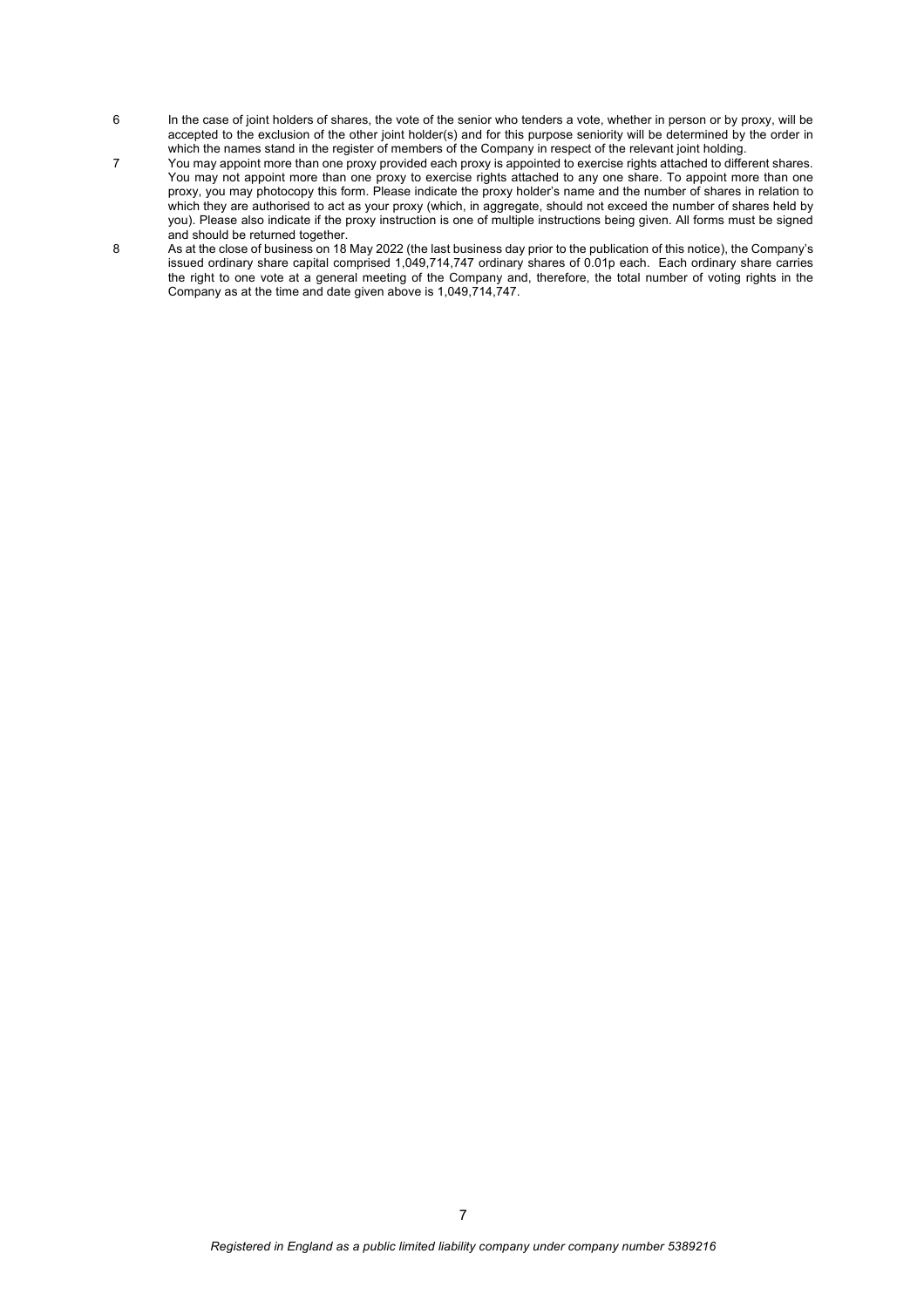6 In the case of joint holders of shares, the vote of the senior who tenders a vote, whether in person or by proxy, will be accepted to the exclusion of the other joint holder(s) and for this purpose seniority will be determined by the order in which the names stand in the register of members of the Company in respect of the relevant joint holding.

7 You may appoint more than one proxy provided each proxy is appointed to exercise rights attached to different shares. You may not appoint more than one proxy to exercise rights attached to any one share. To appoint more than one proxy, you may photocopy this form. Please indicate the proxy holder's name and the number of shares in relation to which they are authorised to act as your proxy (which, in aggregate, should not exceed the number of shares held by you). Please also indicate if the proxy instruction is one of multiple instructions being given. All forms must be signed and should be returned together.

8 As at the close of business on 18 May 2022 (the last business day prior to the publication of this notice), the Company's issued ordinary share capital comprised 1,049,714,747 ordinary shares of 0.01p each. Each ordinary share carries the right to one vote at a general meeting of the Company and, therefore, the total number of voting rights in the Company as at the time and date given above is 1,049,714,747.

*Registered in England as a public limited liability company under company number 5389216*